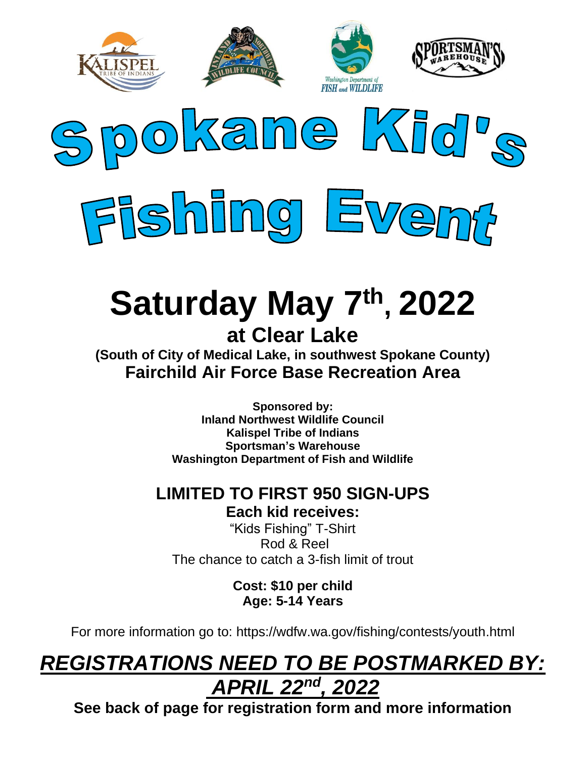# Spokane Kid's Fishing Event

## Saturday May 7th, 2022

### at Clear Lake

**(South of City of Medical Lake, in southwest Spokane County)**

**Fairchild Air Force Base Recreation Area**

**Sponsored by:**
**Inland Northwest Wildlife Council**
**Kalispel Tribe of Indians**
**Sportsman's Warehouse**
**Washington Department of Fish and Wildlife**

## LIMITED TO FIRST 950 SIGN-UPS

**Each kid receives:**

"Kids Fishing" T-Shirt
Rod & Reel
The chance to catch a 3-fish limit of trout

**Cost: $10 per child**
**Age: 5-14 Years**

For more information go to: https://wdfw.wa.gov/fishing/contests/youth.html

## ***REGISTRATIONS NEED TO BE POSTMARKED BY: APRIL 22nd, 2022***

**See back of page for registration form and more information**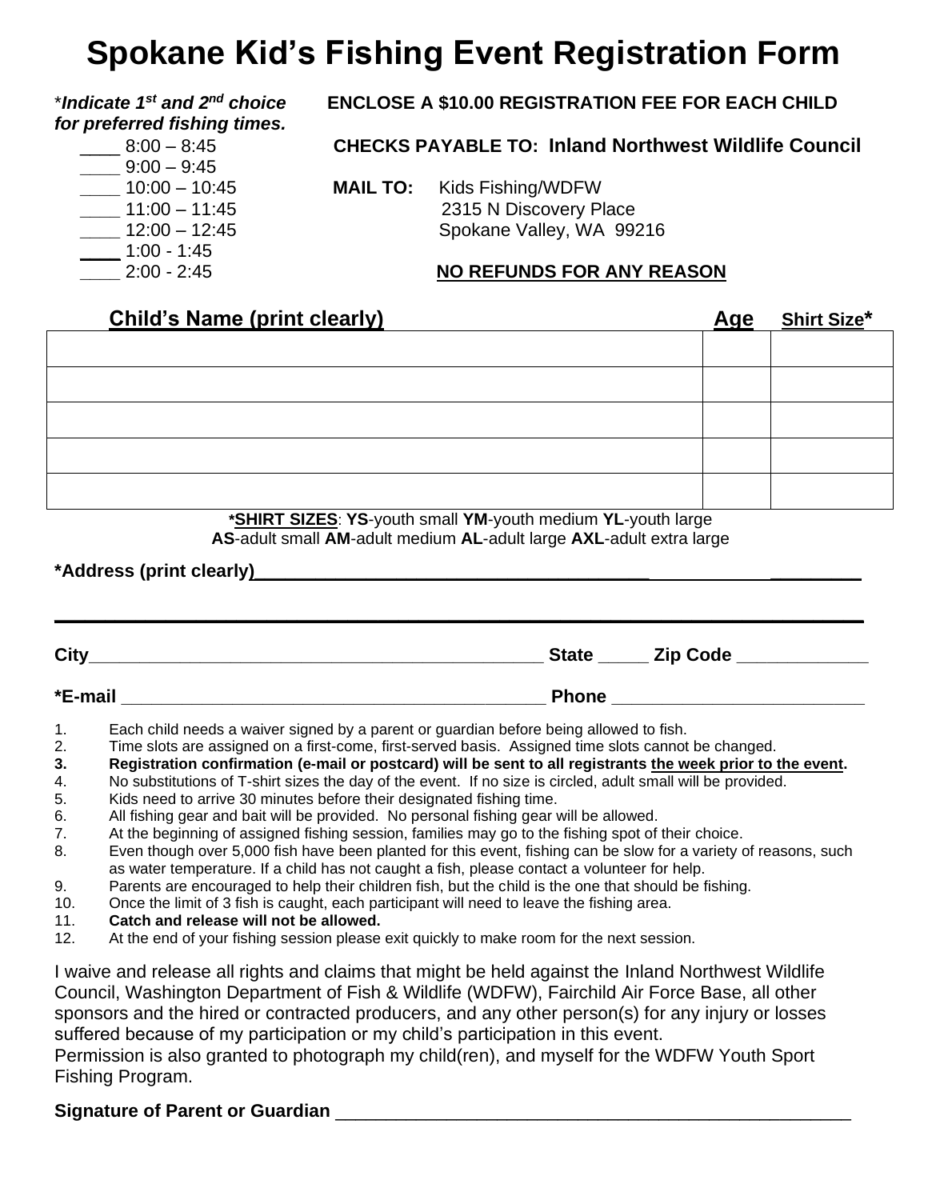# Spokane Kid's Fishing Event Registration Form

**\****Indicate 1st and 2nd choice for preferred fishing times.***

____ 8:00 – 8:45
____ 9:00 – 9:45
____ 10:00 – 10:45
____ 11:00 – 11:45
____ 12:00 – 12:45
____ 1:00 - 1:45
____ 2:00 - 2:45

**ENCLOSE A $10.00 REGISTRATION FEE FOR EACH CHILD**

**CHECKS PAYABLE TO: Inland Northwest Wildlife Council**

**MAIL TO:** Kids Fishing/WDFW
2315 N Discovery Place
Spokane Valley, WA 99216

**NO REFUNDS FOR ANY REASON**

| Child's Name (print clearly) | Age | Shirt Size* |
|---|---|---|
| | | |
| | | |
| | | |
| | | |
| | | |

***SHIRT SIZES**: **YS**-youth small **YM**-youth medium **YL**-youth large
**AS**-adult small **AM**-adult medium **AL**-adult large **AXL**-adult extra large

**\*Address (print clearly)**______________________________________________________

______________________________________________________________________

**City**_____________________________________________ **State** _____ **Zip Code** _____________

**\*E-mail** __________________________________________ **Phone** _________________________

1. Each child needs a waiver signed by a parent or guardian before being allowed to fish.
2. Time slots are assigned on a first-come, first-served basis. Assigned time slots cannot be changed.
3. **Registration confirmation (e-mail or postcard) will be sent to all registrants the week prior to the event.**
4. No substitutions of T-shirt sizes the day of the event. If no size is circled, adult small will be provided.
5. Kids need to arrive 30 minutes before their designated fishing time.
6. All fishing gear and bait will be provided. No personal fishing gear will be allowed.
7. At the beginning of assigned fishing session, families may go to the fishing spot of their choice.
8. Even though over 5,000 fish have been planted for this event, fishing can be slow for a variety of reasons, such as water temperature. If a child has not caught a fish, please contact a volunteer for help.
9. Parents are encouraged to help their children fish, but the child is the one that should be fishing.
10. Once the limit of 3 fish is caught, each participant will need to leave the fishing area.
11. **Catch and release will not be allowed.**
12. At the end of your fishing session please exit quickly to make room for the next session.

I waive and release all rights and claims that might be held against the Inland Northwest Wildlife Council, Washington Department of Fish & Wildlife (WDFW), Fairchild Air Force Base, all other sponsors and the hired or contracted producers, and any other person(s) for any injury or losses suffered because of my participation or my child's participation in this event.
Permission is also granted to photograph my child(ren), and myself for the WDFW Youth Sport Fishing Program.

**Signature of Parent or Guardian** _______________________________________________